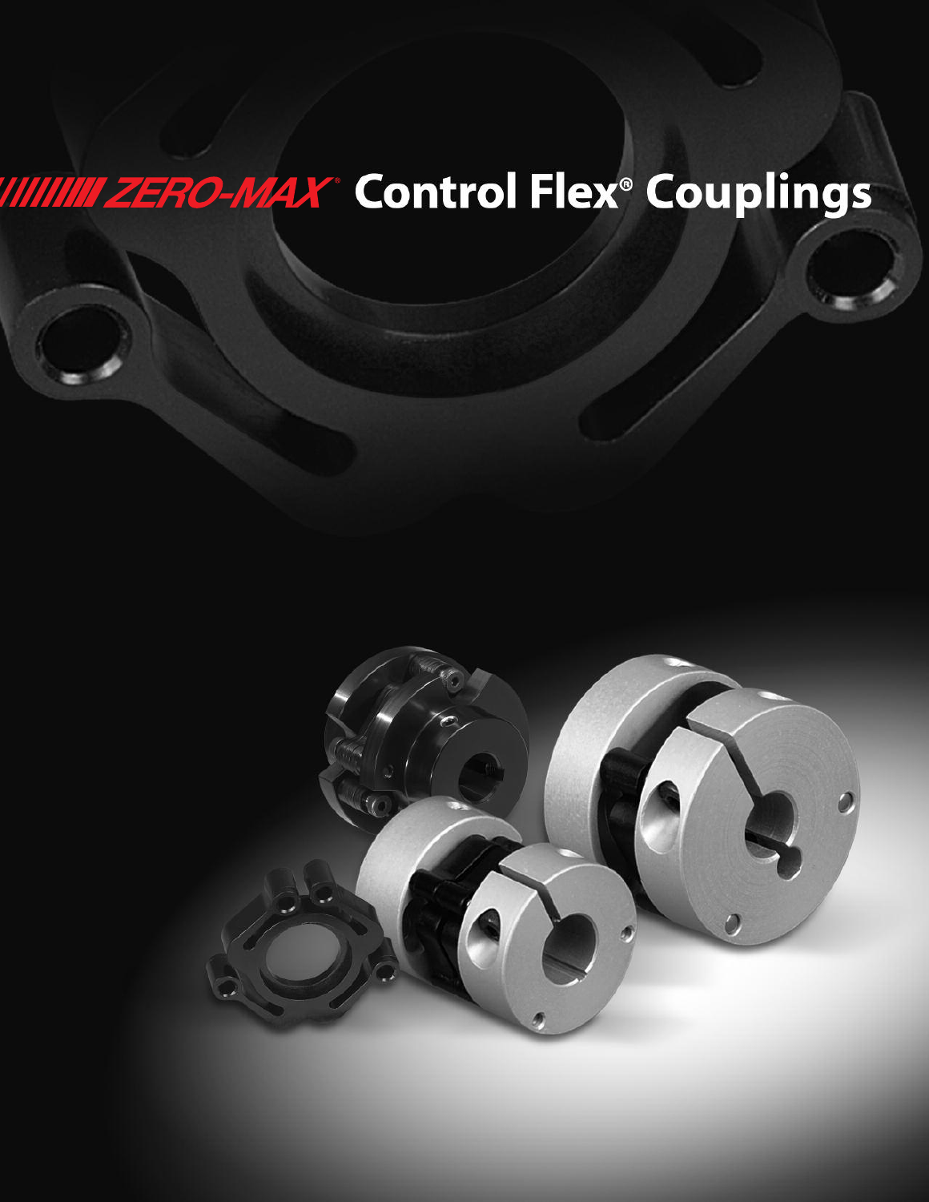# ZERO-MAX® Control Flex® Couplings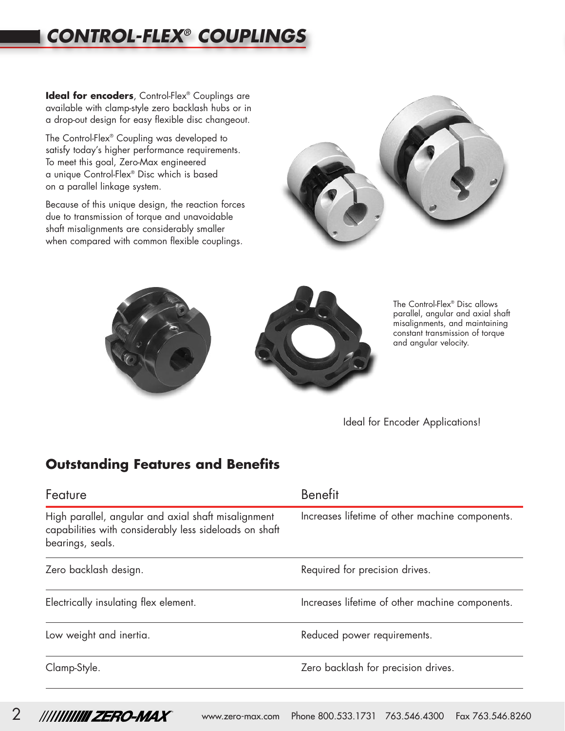# CONTROL-FLEX® COUPLINGS

**Ideal for encoders**, Control-Flex® Couplings are available with clamp-style zero backlash hubs or in a drop-out design for easy flexible disc changeout.

The Control-Flex® Coupling was developed to satisfy today's higher performance requirements. To meet this goal, Zero-Max engineered a unique Control-Flex® Disc which is based on a parallel linkage system.

Because of this unique design, the reaction forces due to transmission of torque and unavoidable shaft misalignments are considerably smaller when compared with common flexible couplings.

The Control-Flex® Disc allows parallel, angular and axial shaft misalignments, and maintaining constant transmission of torque and angular velocity.

Ideal for Encoder Applications!

## Outstanding Features and Benefits

| Feature | Benefit |
|---|---|
| High parallel, angular and axial shaft misalignment capabilities with considerably less sideloads on shaft bearings, seals. | Increases lifetime of other machine components. |
| Zero backlash design. | Required for precision drives. |
| Electrically insulating flex element. | Increases lifetime of other machine components. |
| Low weight and inertia. | Reduced power requirements. |
| Clamp-Style. | Zero backlash for precision drives. |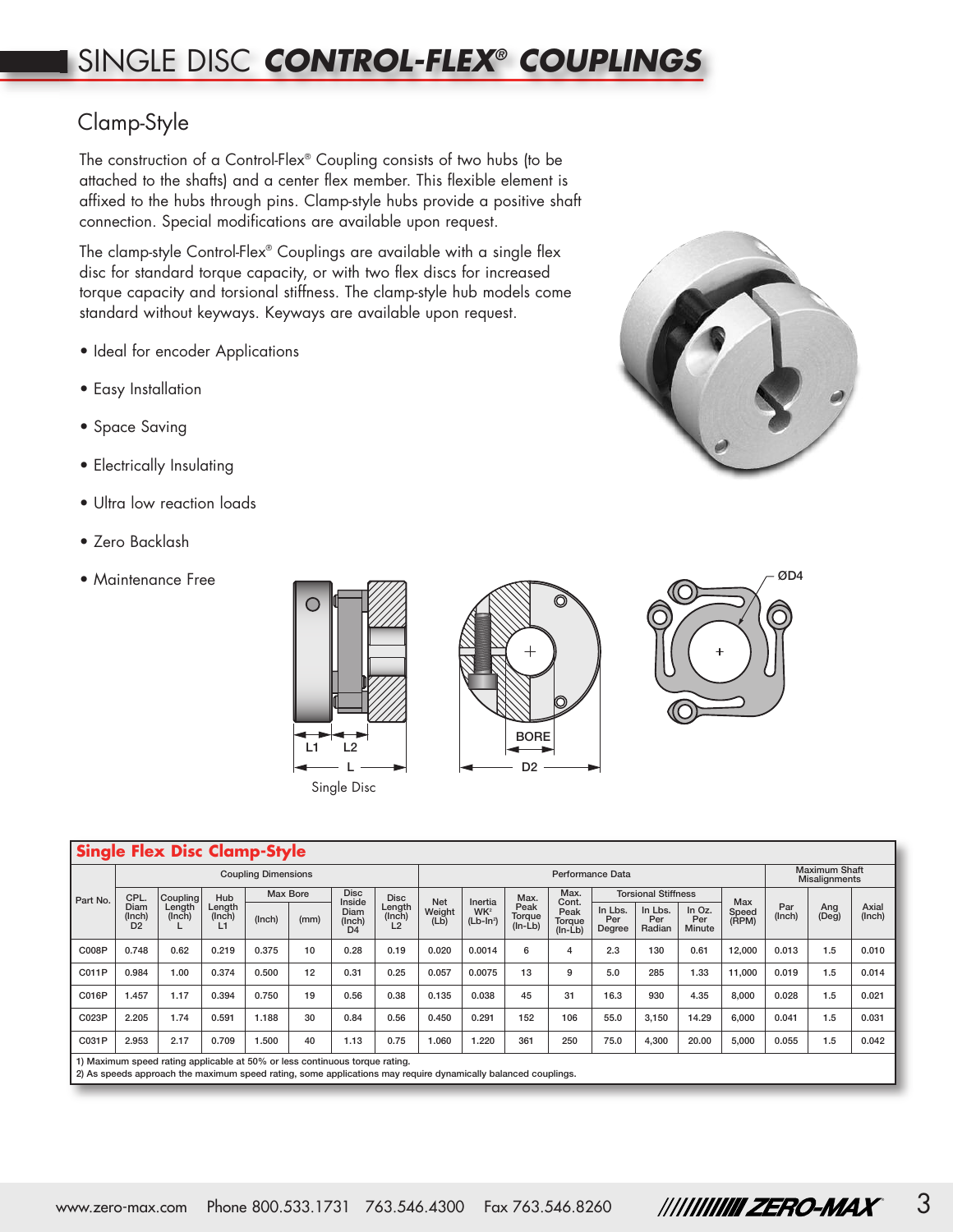# SINGLE DISC ***CONTROL-FLEX® COUPLINGS***

## Clamp-Style

The construction of a Control-Flex® Coupling consists of two hubs (to be attached to the shafts) and a center flex member. This flexible element is affixed to the hubs through pins. Clamp-style hubs provide a positive shaft connection. Special modifications are available upon request.

The clamp-style Control-Flex® Couplings are available with a single flex disc for standard torque capacity, or with two flex discs for increased torque capacity and torsional stiffness. The clamp-style hub models come standard without keyways. Keyways are available upon request.

- Ideal for encoder Applications
- Easy Installation
- Space Saving
- Electrically Insulating
- Ultra low reaction loads
- Zero Backlash
- Maintenance Free

L1 L2 L BORE D2 ØD4

Single Disc

### Single Flex Disc Clamp-Style

| Part No. | Coupling Dimensions | | | | | | | Performance Data | | | | | | | | | Maximum Shaft Misalignments | | |
|---|---|---|---|---|---|---|---|---|---|---|---|---|---|---|---|---|---|---|---|
| | CPL. Diam (Inch) D2 | Coupling Length (Inch) L | Hub Length (Inch) L1 | Max Bore (Inch) | Max Bore (mm) | Disc Inside Diam (Inch) D4 | Disc Length (Inch) L2 | Net Weight (Lb) | Inertia WK² (Lb-In²) | Max. Peak Torque (In-Lb) | Max. Cont. Peak Torque (In-Lb) | Torsional Stiffness In Lbs. Per Degree | Torsional Stiffness In Lbs. Per Radian | Torsional Stiffness In Oz. Per Minute | Max Speed (RPM) | Par (Inch) | Ang (Deg) | Axial (Inch) |
| C008P | 0.748 | 0.62 | 0.219 | 0.375 | 10 | 0.28 | 0.19 | 0.020 | 0.0014 | 6 | 4 | 2.3 | 130 | 0.61 | 12,000 | 0.013 | 1.5 | 0.010 |
| C011P | 0.984 | 1.00 | 0.374 | 0.500 | 12 | 0.31 | 0.25 | 0.057 | 0.0075 | 13 | 9 | 5.0 | 285 | 1.33 | 11,000 | 0.019 | 1.5 | 0.014 |
| C016P | 1.457 | 1.17 | 0.394 | 0.750 | 19 | 0.56 | 0.38 | 0.135 | 0.038 | 45 | 31 | 16.3 | 930 | 4.35 | 8,000 | 0.028 | 1.5 | 0.021 |
| C023P | 2.205 | 1.74 | 0.591 | 1.188 | 30 | 0.84 | 0.56 | 0.450 | 0.291 | 152 | 106 | 55.0 | 3,150 | 14.29 | 6,000 | 0.041 | 1.5 | 0.031 |
| C031P | 2.953 | 2.17 | 0.709 | 1.500 | 40 | 1.13 | 0.75 | 1.060 | 1.220 | 361 | 250 | 75.0 | 4,300 | 20.00 | 5,000 | 0.055 | 1.5 | 0.042 |

1) Maximum speed rating applicable at 50% or less continuous torque rating.
2) As speeds approach the maximum speed rating, some applications may require dynamically balanced couplings.

www.zero-max.com Phone 800.533.1731 763.546.4300 Fax 763.546.8260 ZERO-MAX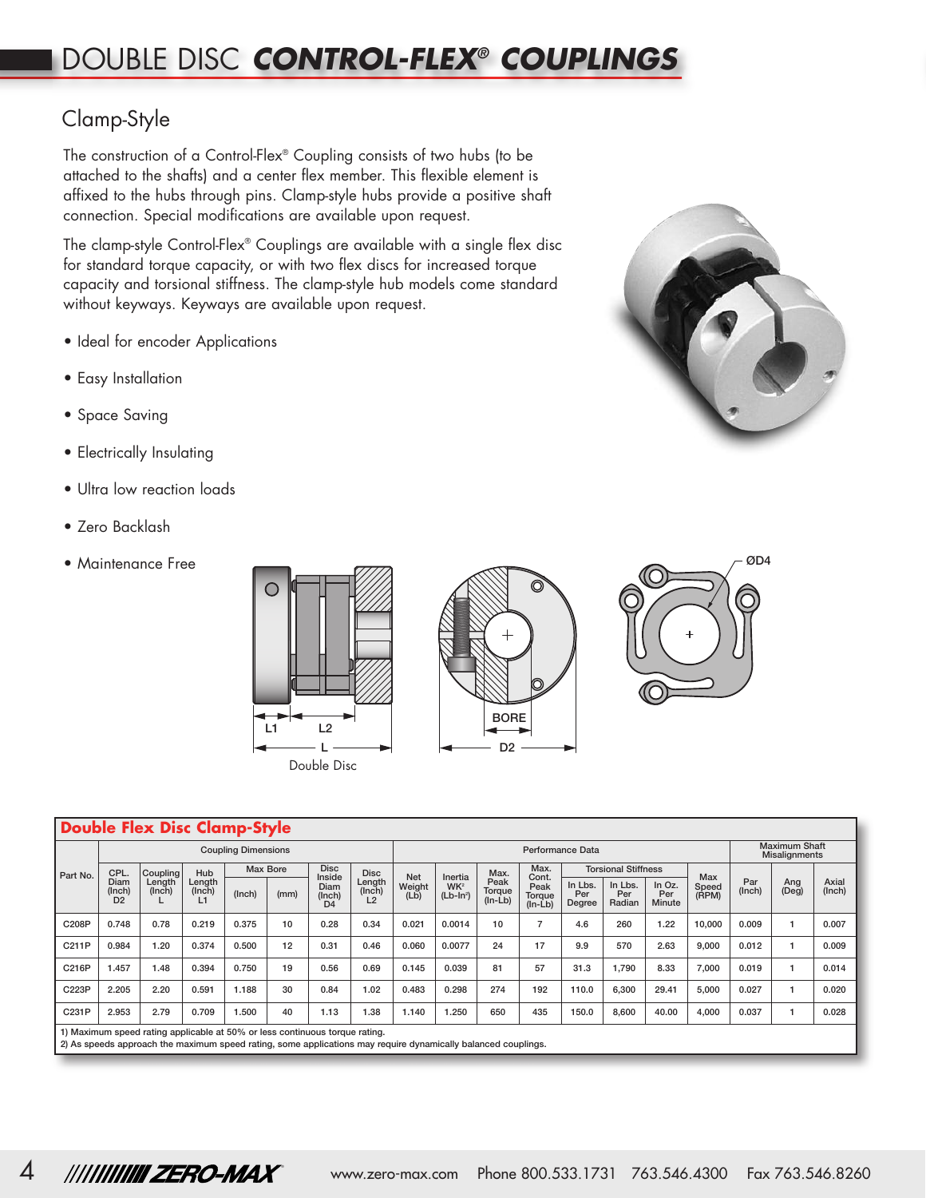# DOUBLE DISC *CONTROL-FLEX® COUPLINGS*

## Clamp-Style

The construction of a Control-Flex® Coupling consists of two hubs (to be attached to the shafts) and a center flex member. This flexible element is affixed to the hubs through pins. Clamp-style hubs provide a positive shaft connection. Special modifications are available upon request.

The clamp-style Control-Flex® Couplings are available with a single flex disc for standard torque capacity, or with two flex discs for increased torque capacity and torsional stiffness. The clamp-style hub models come standard without keyways. Keyways are available upon request.

- Ideal for encoder Applications
- Easy Installation
- Space Saving
- Electrically Insulating
- Ultra low reaction loads
- Zero Backlash
- Maintenance Free

L1 L2 L BORE D2 ØD4

Double Disc

### Double Flex Disc Clamp-Style

| Part No. | Coupling Dimensions | | | | | | | Performance Data | | | | | | | | | Maximum Shaft Misalignments | | |
|---|---|---|---|---|---|---|---|---|---|---|---|---|---|---|---|---|---|---|---|
| | CPL. Diam (Inch) D2 | Coupling Length (Inch) L | Hub Length (Inch) L1 | Max Bore (Inch) | Max Bore (mm) | Disc Inside Diam (Inch) D4 | Disc Length (Inch) L2 | Net Weight (Lb) | Inertia WK² (Lb-In²) | Max. Peak Torque (In-Lb) | Max. Cont. Peak Torque (In-Lb) | Torsional Stiffness In Lbs. Per Degree | Torsional Stiffness In Lbs. Per Radian | Torsional Stiffness In Oz. Per Minute | Max Speed (RPM) | Par (Inch) | Ang (Deg) | Axial (Inch) |
| C208P | 0.748 | 0.78 | 0.219 | 0.375 | 10 | 0.28 | 0.34 | 0.021 | 0.0014 | 10 | 7 | 4.6 | 260 | 1.22 | 10,000 | 0.009 | 1 | 0.007 |
| C211P | 0.984 | 1.20 | 0.374 | 0.500 | 12 | 0.31 | 0.46 | 0.060 | 0.0077 | 24 | 17 | 9.9 | 570 | 2.63 | 9,000 | 0.012 | 1 | 0.009 |
| C216P | 1.457 | 1.48 | 0.394 | 0.750 | 19 | 0.56 | 0.69 | 0.145 | 0.039 | 81 | 57 | 31.3 | 1,790 | 8.33 | 7,000 | 0.019 | 1 | 0.014 |
| C223P | 2.205 | 2.20 | 0.591 | 1.188 | 30 | 0.84 | 1.02 | 0.483 | 0.298 | 274 | 192 | 110.0 | 6,300 | 29.41 | 5,000 | 0.027 | 1 | 0.020 |
| C231P | 2.953 | 2.79 | 0.709 | 1.500 | 40 | 1.13 | 1.38 | 1.140 | 1.250 | 650 | 435 | 150.0 | 8,600 | 40.00 | 4,000 | 0.037 | 1 | 0.028 |

1) Maximum speed rating applicable at 50% or less continuous torque rating.
2) As speeds approach the maximum speed rating, some applications may require dynamically balanced couplings.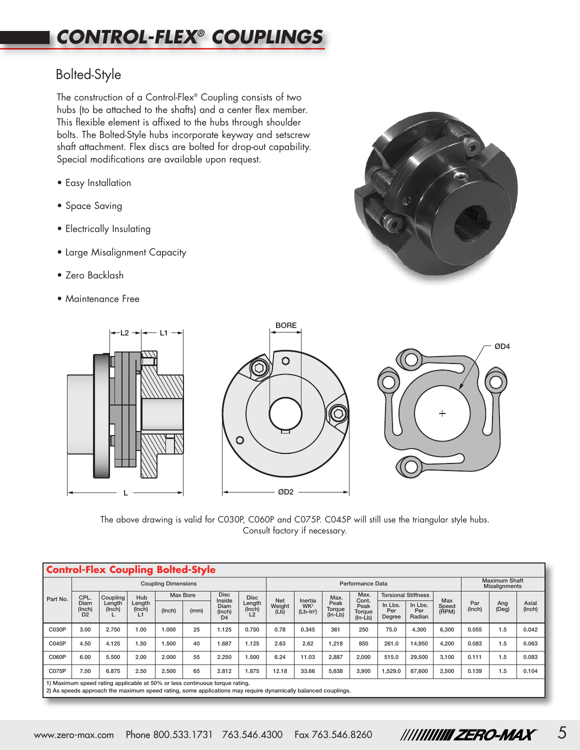# CONTROL-FLEX® COUPLINGS

## Bolted-Style

The construction of a Control-Flex® Coupling consists of two hubs (to be attached to the shafts) and a center flex member. This flexible element is affixed to the hubs through shoulder bolts. The Bolted-Style hubs incorporate keyway and setscrew shaft attachment. Flex discs are bolted for drop-out capability. Special modifications are available upon request.

- Easy Installation
- Space Saving
- Electrically Insulating
- Large Misalignment Capacity
- Zero Backlash
- Maintenance Free

The above drawing is valid for C030P, C060P and C075P. C045P will still use the triangular style hubs. Consult factory if necessary.

**Control-Flex Coupling Bolted-Style**

| Part No. | Coupling Dimensions | | | | | | | Performance Data | | | | | | | Maximum Shaft Misalignments | | |
|---|---|---|---|---|---|---|---|---|---|---|---|---|---|---|---|---|---|
| | CPL. Diam (Inch) D2 | Coupling Length (Inch) L | Hub Length (Inch) L1 | Max Bore (Inch) | Max Bore (mm) | Disc Inside Diam (Inch) D4 | Disc Length (Inch) L2 | Net Weight (Lb) | Inertia WK² (Lb-In²) | Max. Peak Torque (In-Lb) | Max. Cont. Peak Torque (In-Lb) | Torsional Stiffness In Lbs. Per Degree | Torsional Stiffness In Lbs. Per Radian | Max Speed (RPM) | Par (Inch) | Ang (Deg) | Axial (Inch) |
| C030P | 3.00 | 2.750 | 1.00 | 1.000 | 25 | 1.125 | 0.750 | 0.78 | 0.345 | 361 | 250 | 75.0 | 4,300 | 6,300 | 0.055 | 1.5 | 0.042 |
| C045P | 4.50 | 4.125 | 1.50 | 1.500 | 40 | 1.687 | 1.125 | 2.63 | 2.62 | 1,218 | 850 | 261.0 | 14,950 | 4,200 | 0.083 | 1.5 | 0.063 |
| C060P | 6.00 | 5.500 | 2.00 | 2.000 | 55 | 2.250 | 1.500 | 6.24 | 11.03 | 2,887 | 2,000 | 515.0 | 29,500 | 3,100 | 0.111 | 1.5 | 0.083 |
| C075P | 7.50 | 6.875 | 2.50 | 2.500 | 65 | 2.812 | 1.875 | 12.18 | 33.66 | 5,638 | 3,900 | 1,529.0 | 87,600 | 2,500 | 0.139 | 1.5 | 0.104 |

1) Maximum speed rating applicable at 50% or less continuous torque rating.
2) As speeds approach the maximum speed rating, some applications may require dynamically balanced couplings.

www.zero-max.com Phone 800.533.1731 763.546.4300 Fax 763.546.8260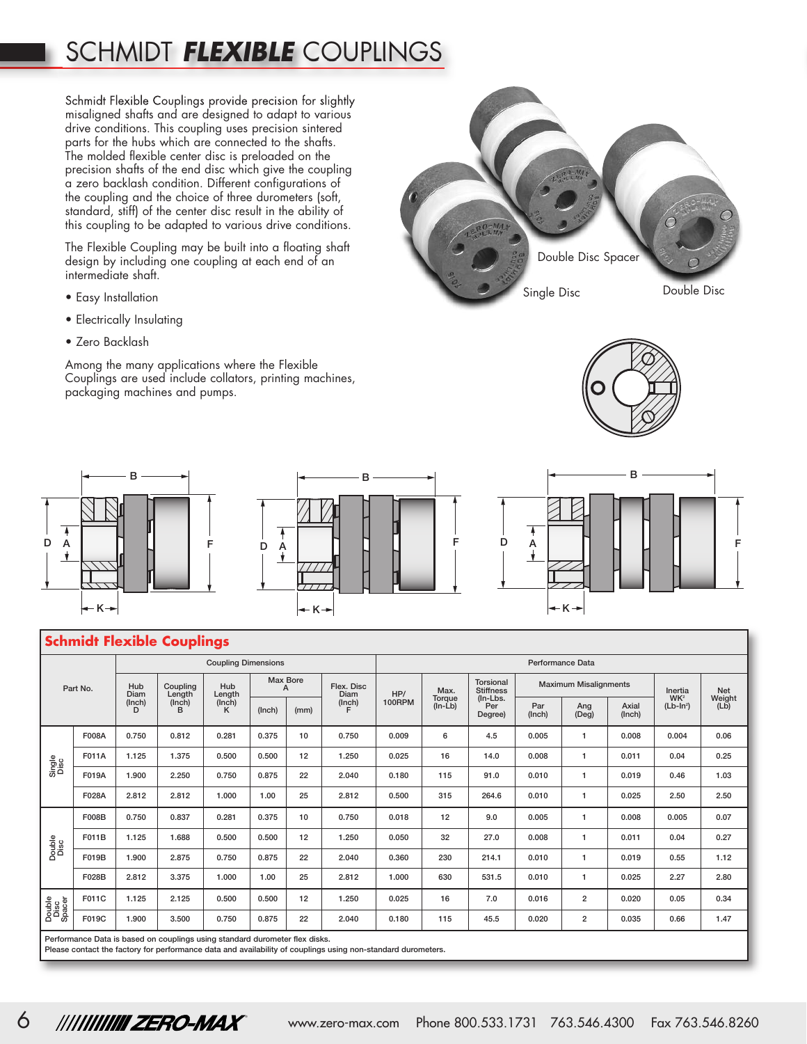# SCHMIDT ***FLEXIBLE*** COUPLINGS

Schmidt Flexible Couplings provide precision for slightly misaligned shafts and are designed to adapt to various drive conditions. This coupling uses precision sintered parts for the hubs which are connected to the shafts. The molded flexible center disc is preloaded on the precision shafts of the end disc which give the coupling a zero backlash condition. Different configurations of the coupling and the choice of three durometers (soft, standard, stiff) of the center disc result in the ability of this coupling to be adapted to various drive conditions.

The Flexible Coupling may be built into a floating shaft design by including one coupling at each end of an intermediate shaft.

- Easy Installation
- Electrically Insulating
- Zero Backlash

Among the many applications where the Flexible Couplings are used include collators, printing machines, packaging machines and pumps.

Double Disc Spacer

Single Disc

Double Disc

## Schmidt Flexible Couplings

| Part No. | | Coupling Dimensions | | | | | | Performance Data | | | | | | | |
|---|---|---|---|---|---|---|---|---|---|---|---|---|---|---|---|
| | | Hub Diam (Inch) D | Coupling Length (Inch) B | Hub Length (Inch) K | Max Bore A (Inch) | Max Bore A (mm) | Flex. Disc Diam (Inch) F | HP/ 100RPM | Max. Torque (In-Lb) | Torsional Stiffness (In-Lbs. Per Degree) | Maximum Misalignments Par (Inch) | Maximum Misalignments Ang (Deg) | Maximum Misalignments Axial (Inch) | Inertia $WK^2$ ($Lb\text{-}In^2$) | Net Weight (Lb) |
| Single Disc | F008A | 0.750 | 0.812 | 0.281 | 0.375 | 10 | 0.750 | 0.009 | 6 | 4.5 | 0.005 | 1 | 0.008 | 0.004 | 0.06 |
| | F011A | 1.125 | 1.375 | 0.500 | 0.500 | 12 | 1.250 | 0.025 | 16 | 14.0 | 0.008 | 1 | 0.011 | 0.04 | 0.25 |
| | F019A | 1.900 | 2.250 | 0.750 | 0.875 | 22 | 2.040 | 0.180 | 115 | 91.0 | 0.010 | 1 | 0.019 | 0.46 | 1.03 |
| | F028A | 2.812 | 2.812 | 1.000 | 1.00 | 25 | 2.812 | 0.500 | 315 | 264.6 | 0.010 | 1 | 0.025 | 2.50 | 2.50 |
| Double Disc | F008B | 0.750 | 0.837 | 0.281 | 0.375 | 10 | 0.750 | 0.018 | 12 | 9.0 | 0.005 | 1 | 0.008 | 0.005 | 0.07 |
| | F011B | 1.125 | 1.688 | 0.500 | 0.500 | 12 | 1.250 | 0.050 | 32 | 27.0 | 0.008 | 1 | 0.011 | 0.04 | 0.27 |
| | F019B | 1.900 | 2.875 | 0.750 | 0.875 | 22 | 2.040 | 0.360 | 230 | 214.1 | 0.010 | 1 | 0.019 | 0.55 | 1.12 |
| | F028B | 2.812 | 3.375 | 1.000 | 1.00 | 25 | 2.812 | 1.000 | 630 | 531.5 | 0.010 | 1 | 0.025 | 2.27 | 2.80 |
| Double Disc Spacer | F011C | 1.125 | 2.125 | 0.500 | 0.500 | 12 | 1.250 | 0.025 | 16 | 7.0 | 0.016 | 2 | 0.020 | 0.05 | 0.34 |
| | F019C | 1.900 | 3.500 | 0.750 | 0.875 | 22 | 2.040 | 0.180 | 115 | 45.5 | 0.020 | 2 | 0.035 | 0.66 | 1.47 |

Performance Data is based on couplings using standard durometer flex disks.
Please contact the factory for performance data and availability of couplings using non-standard durometers.

www.zero-max.com Phone 800.533.1731 763.546.4300 Fax 763.546.8260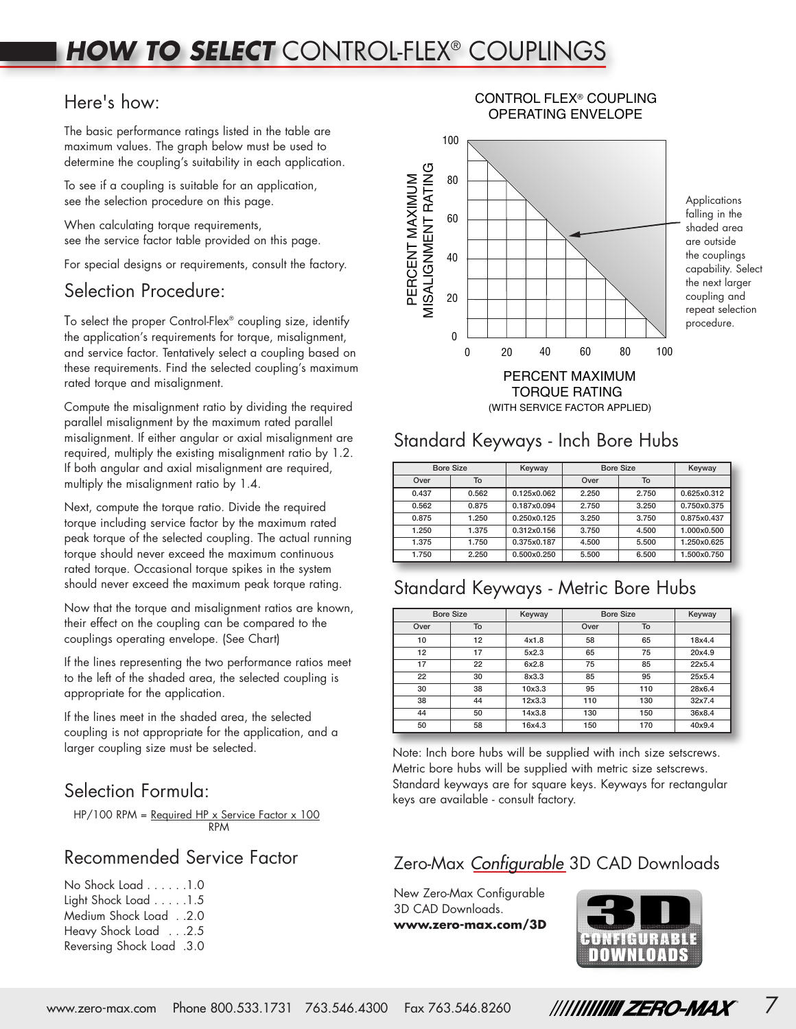# ***HOW TO SELECT*** CONTROL-FLEX® COUPLINGS

## Here's how:

The basic performance ratings listed in the table are maximum values. The graph below must be used to determine the coupling's suitability in each application.

To see if a coupling is suitable for an application, see the selection procedure on this page.

When calculating torque requirements, see the service factor table provided on this page.

For special designs or requirements, consult the factory.

## Selection Procedure:

To select the proper Control-Flex® coupling size, identify the application's requirements for torque, misalignment, and service factor. Tentatively select a coupling based on these requirements. Find the selected coupling's maximum rated torque and misalignment.

Compute the misalignment ratio by dividing the required parallel misalignment by the maximum rated parallel misalignment. If either angular or axial misalignment are required, multiply the existing misalignment ratio by 1.2. If both angular and axial misalignment are required, multiply the misalignment ratio by 1.4.

Next, compute the torque ratio. Divide the required torque including service factor by the maximum rated peak torque of the selected coupling. The actual running torque should never exceed the maximum continuous rated torque. Occasional torque spikes in the system should never exceed the maximum peak torque rating.

Now that the torque and misalignment ratios are known, their effect on the coupling can be compared to the couplings operating envelope. (See Chart)

If the lines representing the two performance ratios meet to the left of the shaded area, the selected coupling is appropriate for the application.

If the lines meet in the shaded area, the selected coupling is not appropriate for the application, and a larger coupling size must be selected.

## Selection Formula:

$$\text{HP/100 RPM} = \frac{\text{Required HP} \times \text{Service Factor} \times 100}{\text{RPM}}$$

## Recommended Service Factor

No Shock Load . . . . . .1.0
Light Shock Load . . . . .1.5
Medium Shock Load . .2.0
Heavy Shock Load . . .2.5
Reversing Shock Load .3.0

CONTROL FLEX® COUPLING OPERATING ENVELOPE

PERCENT MAXIMUM MISALIGNMENT RATING (0–100) vs. PERCENT MAXIMUM TORQUE RATING (WITH SERVICE FACTOR APPLIED) (0–100)

Applications falling in the shaded area are outside the couplings capability. Select the next larger coupling and repeat selection procedure.

## Standard Keyways - Inch Bore Hubs

| Bore Size | | Keyway | Bore Size | | Keyway |
|---|---|---|---|---|---|
| Over | To | | Over | To | |
| 0.437 | 0.562 | 0.125x0.062 | 2.250 | 2.750 | 0.625x0.312 |
| 0.562 | 0.875 | 0.187x0.094 | 2.750 | 3.250 | 0.750x0.375 |
| 0.875 | 1.250 | 0.250x0.125 | 3.250 | 3.750 | 0.875x0.437 |
| 1.250 | 1.375 | 0.312x0.156 | 3.750 | 4.500 | 1.000x0.500 |
| 1.375 | 1.750 | 0.375x0.187 | 4.500 | 5.500 | 1.250x0.625 |
| 1.750 | 2.250 | 0.500x0.250 | 5.500 | 6.500 | 1.500x0.750 |

## Standard Keyways - Metric Bore Hubs

| Bore Size | | Keyway | Bore Size | | Keyway |
|---|---|---|---|---|---|
| Over | To | | Over | To | |
| 10 | 12 | 4x1.8 | 58 | 65 | 18x4.4 |
| 12 | 17 | 5x2.3 | 65 | 75 | 20x4.9 |
| 17 | 22 | 6x2.8 | 75 | 85 | 22x5.4 |
| 22 | 30 | 8x3.3 | 85 | 95 | 25x5.4 |
| 30 | 38 | 10x3.3 | 95 | 110 | 28x6.4 |
| 38 | 44 | 12x3.3 | 110 | 130 | 32x7.4 |
| 44 | 50 | 14x3.8 | 130 | 150 | 36x8.4 |
| 50 | 58 | 16x4.3 | 150 | 170 | 40x9.4 |

Note: Inch bore hubs will be supplied with inch size setscrews. Metric bore hubs will be supplied with metric size setscrews. Standard keyways are for square keys. Keyways for rectangular keys are available - consult factory.

## Zero-Max *Configurable* 3D CAD Downloads

New Zero-Max Configurable 3D CAD Downloads.
**www.zero-max.com/3D**

3D CONFIGURABLE DOWNLOADS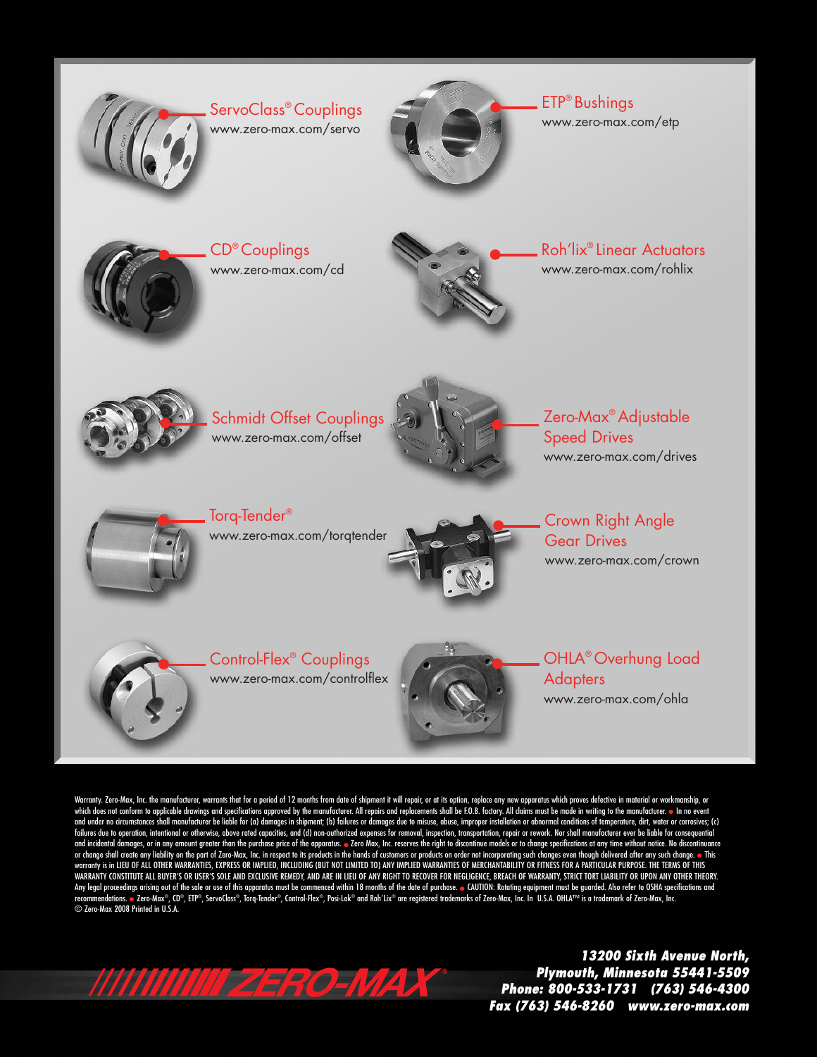ServoClass® Couplings
www.zero-max.com/servo

ETP® Bushings
www.zero-max.com/etp

CD® Couplings
www.zero-max.com/cd

Roh'lix® Linear Actuators
www.zero-max.com/rohlix

Schmidt Offset Couplings
www.zero-max.com/offset

Zero-Max® Adjustable Speed Drives
www.zero-max.com/drives

Torq-Tender®
www.zero-max.com/torqtender

Crown Right Angle Gear Drives
www.zero-max.com/crown

Control-Flex® Couplings
www.zero-max.com/controlflex

OHLA® Overhung Load Adapters
www.zero-max.com/ohla

Warranty. Zero-Max, Inc. the manufacturer, warrants that for a period of 12 months from date of shipment it will repair, or at its option, replace any new apparatus which proves defective in material or workmanship, or which does not conform to applicable drawings and specifications approved by the manufacturer. All repairs and replacements shall be F.O.B. factory. All claims must be made in writing to the manufacturer. ● In no event and under no circumstances shall manufacturer be liable for (a) damages in shipment; (b) failures or damages due to misuse, abuse, improper installation or abnormal conditions of temperature, dirt, water or corrosives; (c) failures due to operation, intentional or otherwise, above rated capacities, and (d) non-authorized expenses for removal, inspection, transportation, repair or rework. Nor shall manufacturer ever be liable for consequential and incidental damages, or in any amount greater than the purchase price of the apparatus. ● Zero Max, Inc. reserves the right to discontinue models or to change specifications at any time without notice. No discontinuance or change shall create any liability on the part of Zero-Max, Inc. in respect to its products in the hands of customers or products on order not incorporating such changes even though delivered after any such change. ● This warranty is in LIEU OF ALL OTHER WARRANTIES, EXPRESS OR IMPLIED, INCLUDING (BUT NOT LIMITED TO) ANY IMPLIED WARRANTIES OF MERCHANTABILITY OR FITNESS FOR A PARTICULAR PURPOSE. THE TERMS OF THIS WARRANTY CONSTITUTE ALL BUYER'S OR USER'S SOLE AND EXCLUSIVE REMEDY, AND ARE IN LIEU OF ANY RIGHT TO RECOVER FOR NEGLIGENCE, BREACH OF WARRANTY, STRICT TORT LIABILITY OR UPON ANY OTHER THEORY. Any legal proceedings arising out of the sale or use of this apparatus must be commenced within 18 months of the date of purchase. ● CAUTION: Rotating equipment must be guarded. Also refer to OSHA specifications and recommendations. ● Zero-Max®, CD®, ETP®, ServoClass®, Torq-Tender®, Control-Flex®, Posi-Lok® and Roh'Lix® are registered trademarks of Zero-Max, Inc. In U.S.A. OHLA™ is a trademark of Zero-Max, Inc.
© Zero-Max 2008 Printed in U.S.A.

ZERO-MAX®

***13200 Sixth Avenue North,***
***Plymouth, Minnesota 55441-5509***
***Phone: 800-533-1731 (763) 546-4300***
***Fax (763) 546-8260 www.zero-max.com***